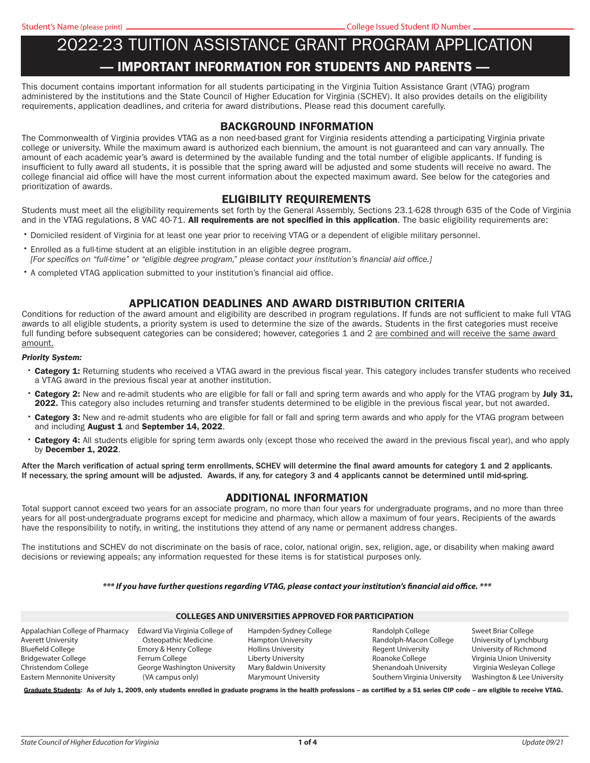Student's Name (please print) ____________________ College Issued Student ID Number ____________________

# 2022-23 TUITION ASSISTANCE GRANT PROGRAM APPLICATION

## — IMPORTANT INFORMATION FOR STUDENTS AND PARENTS —

This document contains important information for all students participating in the Virginia Tuition Assistance Grant (VTAG) program administered by the institutions and the State Council of Higher Education for Virginia (SCHEV). It also provides details on the eligibility requirements, application deadlines, and criteria for award distributions. Please read this document carefully.

## BACKGROUND INFORMATION

The Commonwealth of Virginia provides VTAG as a non need-based grant for Virginia residents attending a participating Virginia private college or university. While the maximum award is authorized each biennium, the amount is not guaranteed and can vary annually. The amount of each academic year's award is determined by the available funding and the total number of eligible applicants. If funding is insufficient to fully award all students, it is possible that the spring award will be adjusted and some students will receive no award. The college financial aid office will have the most current information about the expected maximum award. See below for the categories and prioritization of awards.

## ELIGIBILITY REQUIREMENTS

Students must meet all the eligibility requirements set forth by the General Assembly, Sections 23.1-628 through 635 of the Code of Virginia and in the VTAG regulations, 8 VAC 40-71. **All requirements are not specified in this application**. The basic eligibility requirements are:

- Domiciled resident of Virginia for at least one year prior to receiving VTAG or a dependent of eligible military personnel.
- Enrolled as a full-time student at an eligible institution in an eligible degree program.
  *[For specifics on "full-time" or "eligible degree program," please contact your institution's financial aid office.]*
- A completed VTAG application submitted to your institution's financial aid office.

## APPLICATION DEADLINES AND AWARD DISTRIBUTION CRITERIA

Conditions for reduction of the award amount and eligibility are described in program regulations. If funds are not sufficient to make full VTAG awards to all eligible students, a priority system is used to determine the size of the awards. Students in the first categories must receive full funding before subsequent categories can be considered; however, categories 1 and 2 are combined and will receive the same award amount.

***Priority System:***

- **Category 1:** Returning students who received a VTAG award in the previous fiscal year. This category includes transfer students who received a VTAG award in the previous fiscal year at another institution.
- **Category 2:** New and re-admit students who are eligible for fall or fall and spring term awards and who apply for the VTAG program by **July 31, 2022.** This category also includes returning and transfer students determined to be eligible in the previous fiscal year, but not awarded.
- **Category 3:** New and re-admit students who are eligible for fall or fall and spring term awards and who apply for the VTAG program between and including **August 1** and **September 14, 2022**.
- **Category 4:** All students eligible for spring term awards only (except those who received the award in the previous fiscal year), and who apply by **December 1, 2022**.

**After the March verification of actual spring term enrollments, SCHEV will determine the final award amounts for category 1 and 2 applicants. If necessary, the spring amount will be adjusted. Awards, if any, for category 3 and 4 applicants cannot be determined until mid-spring.**

## ADDITIONAL INFORMATION

Total support cannot exceed two years for an associate program, no more than four years for undergraduate programs, and no more than three years for all post-undergraduate programs except for medicine and pharmacy, which allow a maximum of four years. Recipients of the awards have the responsibility to notify, in writing, the institutions they attend of any name or permanent address changes.

The institutions and SCHEV do not discriminate on the basis of race, color, national origin, sex, religion, age, or disability when making award decisions or reviewing appeals; any information requested for these items is for statistical purposes only.

***\*\*\* If you have further questions regarding VTAG, please contact your institution's financial aid office. \*\*\****

### COLLEGES AND UNIVERSITIES APPROVED FOR PARTICIPATION

- Appalachian College of Pharmacy
- Averett University
- Bluefield College
- Bridgewater College
- Christendom College
- Eastern Mennonite University
- Edward Via Virginia College of Osteopathic Medicine
- Emory & Henry College
- Ferrum College
- George Washington University (VA campus only)
- Hampden-Sydney College
- Hampton University
- Hollins University
- Liberty University
- Mary Baldwin University
- Marymount University
- Randolph College
- Randolph-Macon College
- Regent University
- Roanoke College
- Shenandoah University
- Southern Virginia University
- Sweet Briar College
- University of Lynchburg
- University of Richmond
- Virginia Union University
- Virginia Wesleyan College
- Washington & Lee University

**Graduate Students: As of July 1, 2009, only students enrolled in graduate programs in the health professions – as certified by a 51 series CIP code – are eligible to receive VTAG.**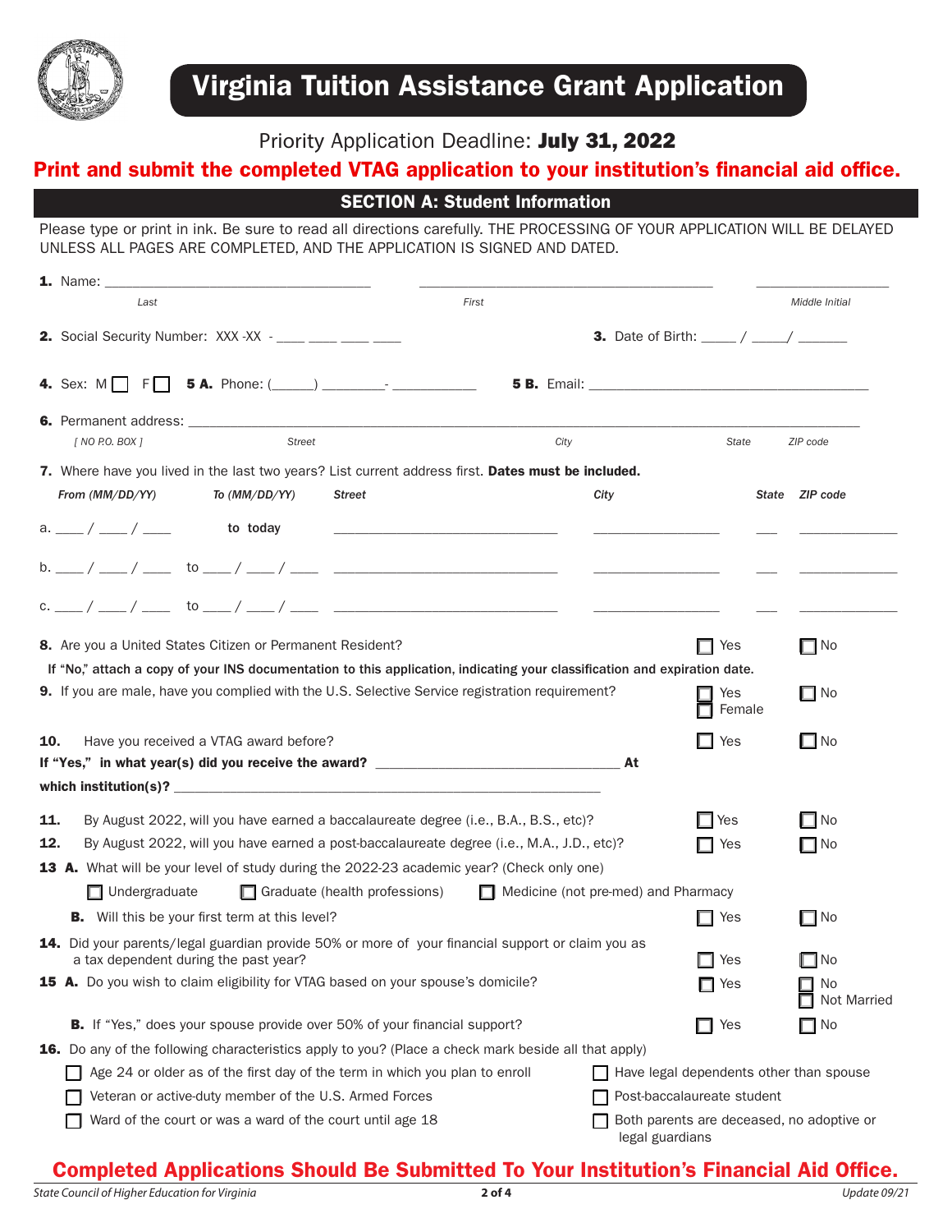# Virginia Tuition Assistance Grant Application

Priority Application Deadline: **July 31, 2022**

**Print and submit the completed VTAG application to your institution's financial aid office.**

## SECTION A: Student Information

Please type or print in ink. Be sure to read all directions carefully. THE PROCESSING OF YOUR APPLICATION WILL BE DELAYED UNLESS ALL PAGES ARE COMPLETED, AND THE APPLICATION IS SIGNED AND DATED.

**1.** Name: ______________________ ______________________ ____________
*Last* *First* *Middle Initial*

**2.** Social Security Number: XXX -XX - ____ ____ ____ ____ **3.** Date of Birth: ____ / ____/ ______

**4.** Sex: M ☐ F ☐ **5 A.** Phone: (_____) ________- __________ **5 B.** Email: ______________________

**6.** Permanent address: ______________________________________________
*[ NO P.O. BOX ]* *Street* *City* *State* *ZIP code*

**7.** Where have you lived in the last two years? List current address first. **Dates must be included.**

| From (MM/DD/YY) | To (MM/DD/YY) | Street | City | State | ZIP code |
|---|---|---|---|---|---|
| a. ____ / ____ / ____ | to today | ____________ | ________ | ___ | ______ |
| b. ____ / ____ / ____ | to ____ / ____ / ____ | ____________ | ________ | ___ | ______ |
| c. ____ / ____ / ____ | to ____ / ____ / ____ | ____________ | ________ | ___ | ______ |

**8.** Are you a United States Citizen or Permanent Resident? ☐ Yes ☐ No

**If "No," attach a copy of your INS documentation to this application, indicating your classification and expiration date.**

**9.** If you are male, have you complied with the U.S. Selective Service registration requirement? ☐ Yes ☐ Female ☐ No

**10.** Have you received a VTAG award before? ☐ Yes ☐ No

**If "Yes," in what year(s) did you receive the award?** ______________________ **At which institution(s)?** ______________________

**11.** By August 2022, will you have earned a baccalaureate degree (i.e., B.A., B.S., etc)? ☐ Yes ☐ No

**12.** By August 2022, will you have earned a post-baccalaureate degree (i.e., M.A., J.D., etc)? ☐ Yes ☐ No

**13 A.** What will be your level of study during the 2022-23 academic year? (Check only one)

☐ Undergraduate ☐ Graduate (health professions) ☐ Medicine (not pre-med) and Pharmacy

**B.** Will this be your first term at this level? ☐ Yes ☐ No

**14.** Did your parents/legal guardian provide 50% or more of your financial support or claim you as a tax dependent during the past year? ☐ Yes ☐ No

**15 A.** Do you wish to claim eligibility for VTAG based on your spouse's domicile? ☐ Yes ☐ No ☐ Not Married

**B.** If "Yes," does your spouse provide over 50% of your financial support? ☐ Yes ☐ No

**16.** Do any of the following characteristics apply to you? (Place a check mark beside all that apply)

- ☐ Age 24 or older as of the first day of the term in which you plan to enroll
- ☐ Veteran or active-duty member of the U.S. Armed Forces
- ☐ Ward of the court or was a ward of the court until age 18
- ☐ Have legal dependents other than spouse
- ☐ Post-baccalaureate student
- ☐ Both parents are deceased, no adoptive or legal guardians

**Completed Applications Should Be Submitted To Your Institution's Financial Aid Office.**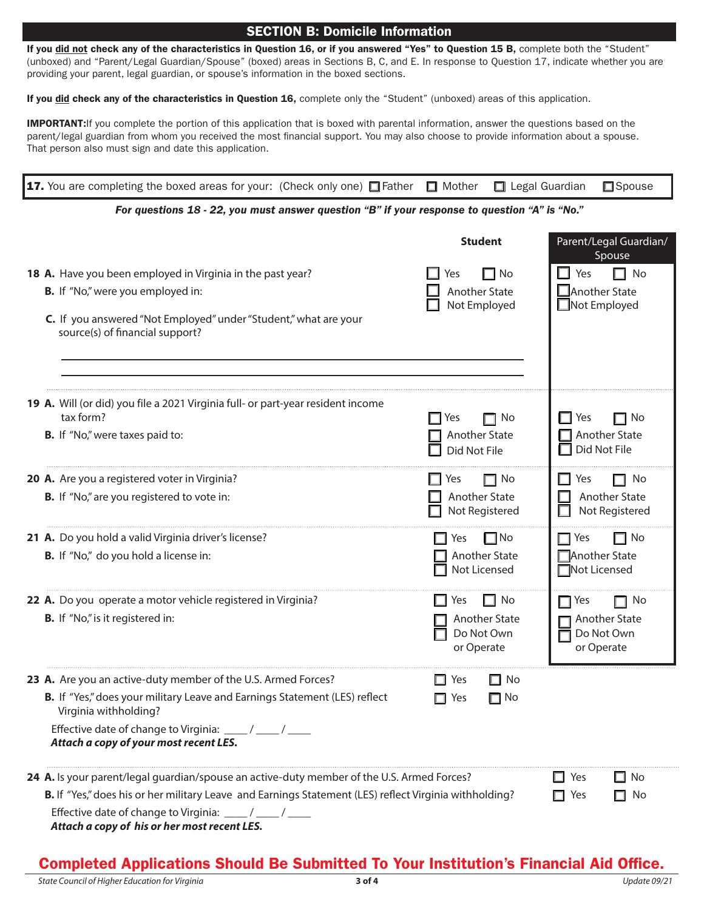## SECTION B: Domicile Information

**If you did not check any of the characteristics in Question 16, or if you answered "Yes" to Question 15 B,** complete both the "Student" (unboxed) and "Parent/Legal Guardian/Spouse" (boxed) areas in Sections B, C, and E. In response to Question 17, indicate whether you are providing your parent, legal guardian, or spouse's information in the boxed sections.

**If you did check any of the characteristics in Question 16,** complete only the "Student" (unboxed) areas of this application.

**IMPORTANT:** If you complete the portion of this application that is boxed with parental information, answer the questions based on the parent/legal guardian from whom you received the most financial support. You may also choose to provide information about a spouse. That person also must sign and date this application.

**17.** You are completing the boxed areas for your: (Check only one) ☐ Father ☐ Mother ☐ Legal Guardian ☐ Spouse

***For questions 18 - 22, you must answer question "B" if your response to question "A" is "No."***

| | **Student** | Parent/Legal Guardian/ Spouse |
|---|---|---|
| **18 A.** Have you been employed in Virginia in the past year? | ☐ Yes ☐ No | ☐ Yes ☐ No |
| **B.** If "No," were you employed in: | ☐ Another State<br>☐ Not Employed | ☐ Another State<br>☐ Not Employed |
| **C.** If you answered "Not Employed" under "Student," what are your source(s) of financial support?<br>\_\_\_\_\_\_\_\_\_\_\_\_\_\_\_\_\_\_\_\_\_\_\_\_\_\_\_\_\_\_\_\_\_\_\_\_\_\_\_\_<br>\_\_\_\_\_\_\_\_\_\_\_\_\_\_\_\_\_\_\_\_\_\_\_\_\_\_\_\_\_\_\_\_\_\_\_\_\_\_\_\_ | | |
| **19 A.** Will (or did) you file a 2021 Virginia full- or part-year resident income tax form? | ☐ Yes ☐ No | ☐ Yes ☐ No |
| **B.** If "No," were taxes paid to: | ☐ Another State<br>☐ Did Not File | ☐ Another State<br>☐ Did Not File |
| **20 A.** Are you a registered voter in Virginia? | ☐ Yes ☐ No | ☐ Yes ☐ No |
| **B.** If "No," are you registered to vote in: | ☐ Another State<br>☐ Not Registered | ☐ Another State<br>☐ Not Registered |
| **21 A.** Do you hold a valid Virginia driver's license? | ☐ Yes ☐ No | ☐ Yes ☐ No |
| **B.** If "No," do you hold a license in: | ☐ Another State<br>☐ Not Licensed | ☐ Another State<br>☐ Not Licensed |
| **22 A.** Do you operate a motor vehicle registered in Virginia? | ☐ Yes ☐ No | ☐ Yes ☐ No |
| **B.** If "No," is it registered in: | ☐ Another State<br>☐ Do Not Own or Operate | ☐ Another State<br>☐ Do Not Own or Operate |

**23 A.** Are you an active-duty member of the U.S. Armed Forces? ☐ Yes ☐ No

**B.** If "Yes," does your military Leave and Earnings Statement (LES) reflect Virginia withholding? ☐ Yes ☐ No

Effective date of change to Virginia: \_\_\_\_ / \_\_\_\_ / \_\_\_\_

***Attach a copy of your most recent LES.***

**24 A.** Is your parent/legal guardian/spouse an active-duty member of the U.S. Armed Forces? ☐ Yes ☐ No

**B.** If "Yes," does his or her military Leave and Earnings Statement (LES) reflect Virginia withholding? ☐ Yes ☐ No

Effective date of change to Virginia: \_\_\_\_ / \_\_\_\_ / \_\_\_\_

***Attach a copy of his or her most recent LES.***

**Completed Applications Should Be Submitted To Your Institution's Financial Aid Office.**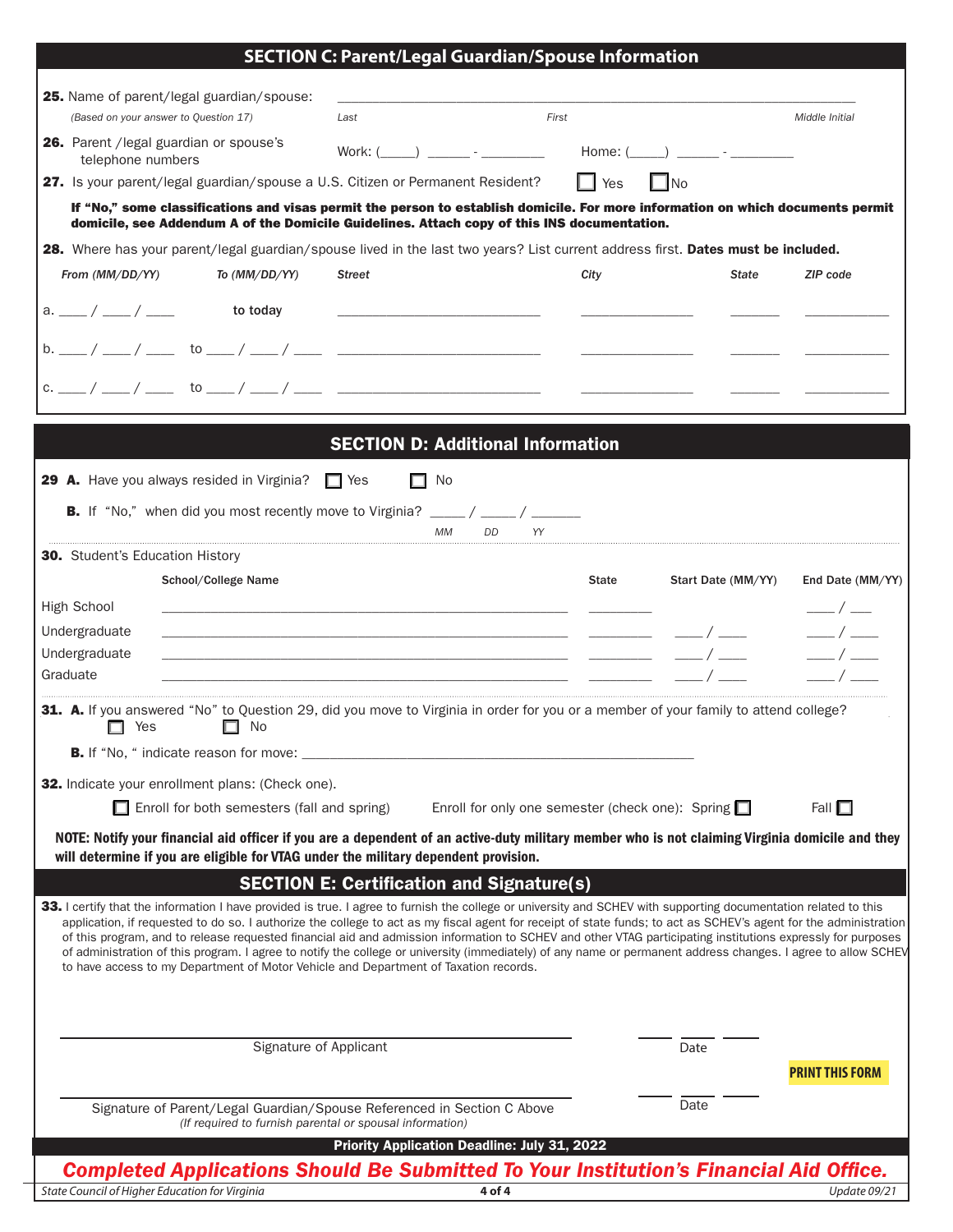## SECTION C: Parent/Legal Guardian/Spouse Information

**25.** Name of parent/legal guardian/spouse: ______________________________________________
*(Based on your answer to Question 17)* Last First Middle Initial

**26.** Parent /legal guardian or spouse's telephone numbers Work: (_____) ______ - _________ Home: (_____) ______ - _________

**27.** Is your parent/legal guardian/spouse a U.S. Citizen or Permanent Resident? ☐ Yes ☐ No

**If "No," some classifications and visas permit the person to establish domicile. For more information on which documents permit domicile, see Addendum A of the Domicile Guidelines. Attach copy of this INS documentation.**

**28.** Where has your parent/legal guardian/spouse lived in the last two years? List current address first. **Dates must be included.**

| From (MM/DD/YY) | To (MM/DD/YY) | Street | City | State | ZIP code |
|---|---|---|---|---|---|
| a. ____ / ____ / ____ | to today | ____________ | ________ | ____ | ______ |
| b. ____ / ____ / ____ | to ____ / ____ / ____ | ____________ | ________ | ____ | ______ |
| c. ____ / ____ / ____ | to ____ / ____ / ____ | ____________ | ________ | ____ | ______ |

## SECTION D: Additional Information

**29 A.** Have you always resided in Virginia? ☐ Yes ☐ No

**B.** If "No," when did you most recently move to Virginia? _____ / _____ / ______
MM DD YY

**30.** Student's Education History

| | School/College Name | State | Start Date (MM/YY) | End Date (MM/YY) |
|---|---|---|---|---|
| High School | ____________ | ________ | | ___ / ___ |
| Undergraduate | ____________ | ________ | ___ / ___ | ___ / ___ |
| Undergraduate | ____________ | ________ | ___ / ___ | ___ / ___ |
| Graduate | ____________ | ________ | ___ / ___ | ___ / ___ |

**31. A.** If you answered "No" to Question 29, did you move to Virginia in order for you or a member of your family to attend college?
☐ Yes ☐ No

**B.** If "No, " indicate reason for move: ______________________________________________

**32.** Indicate your enrollment plans: (Check one).

☐ Enroll for both semesters (fall and spring) Enroll for only one semester (check one): Spring ☐ Fall ☐

**NOTE: Notify your financial aid officer if you are a dependent of an active-duty military member who is not claiming Virginia domicile and they will determine if you are eligible for VTAG under the military dependent provision.**

## SECTION E: Certification and Signature(s)

**33.** I certify that the information I have provided is true. I agree to furnish the college or university and SCHEV with supporting documentation related to this application, if requested to do so. I authorize the college to act as my fiscal agent for receipt of state funds; to act as SCHEV's agent for the administration of this program, and to release requested financial aid and admission information to SCHEV and other VTAG participating institutions expressly for purposes of administration of this program. I agree to notify the college or university (immediately) of any name or permanent address changes. I agree to allow SCHEV to have access to my Department of Motor Vehicle and Department of Taxation records.

______________________________________________ ____ ____ ____
Signature of Applicant Date

**PRINT THIS FORM**

______________________________________________ ____ ____ ____
Signature of Parent/Legal Guardian/Spouse Referenced in Section C Above Date
*(If required to furnish parental or spousal information)*

**Priority Application Deadline: July 31, 2022**

***Completed Applications Should Be Submitted To Your Institution's Financial Aid Office.***

*State Council of Higher Education for Virginia* *Update 09/21*